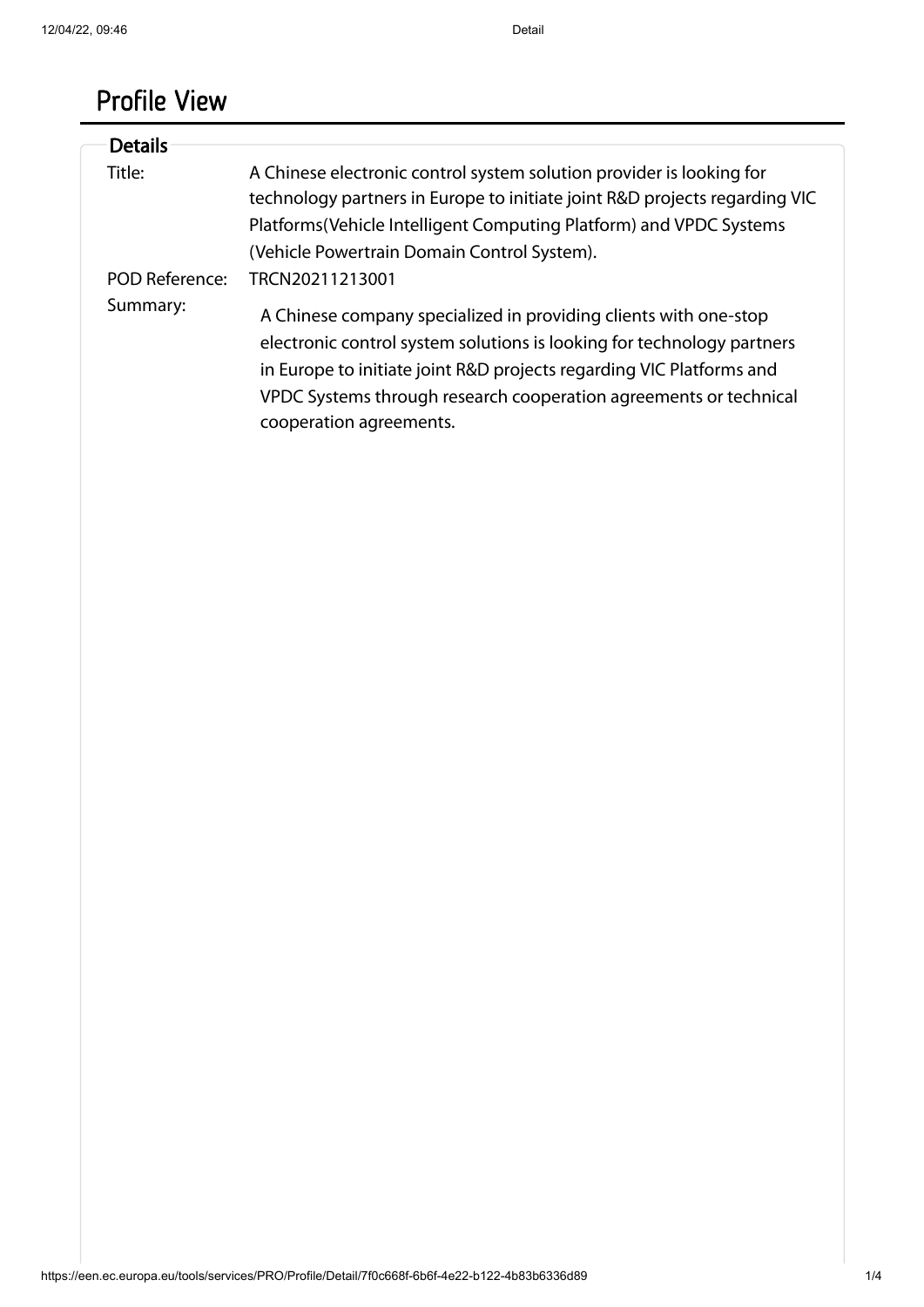# Profile View

## Details

| | |
|---|---|
| Title: | A Chinese electronic control system solution provider is looking for technology partners in Europe to initiate joint R&D projects regarding VIC Platforms(Vehicle Intelligent Computing Platform) and VPDC Systems (Vehicle Powertrain Domain Control System). |
| POD Reference: | TRCN20211213001 |
| Summary: | A Chinese company specialized in providing clients with one-stop electronic control system solutions is looking for technology partners in Europe to initiate joint R&D projects regarding VIC Platforms and VPDC Systems through research cooperation agreements or technical cooperation agreements. |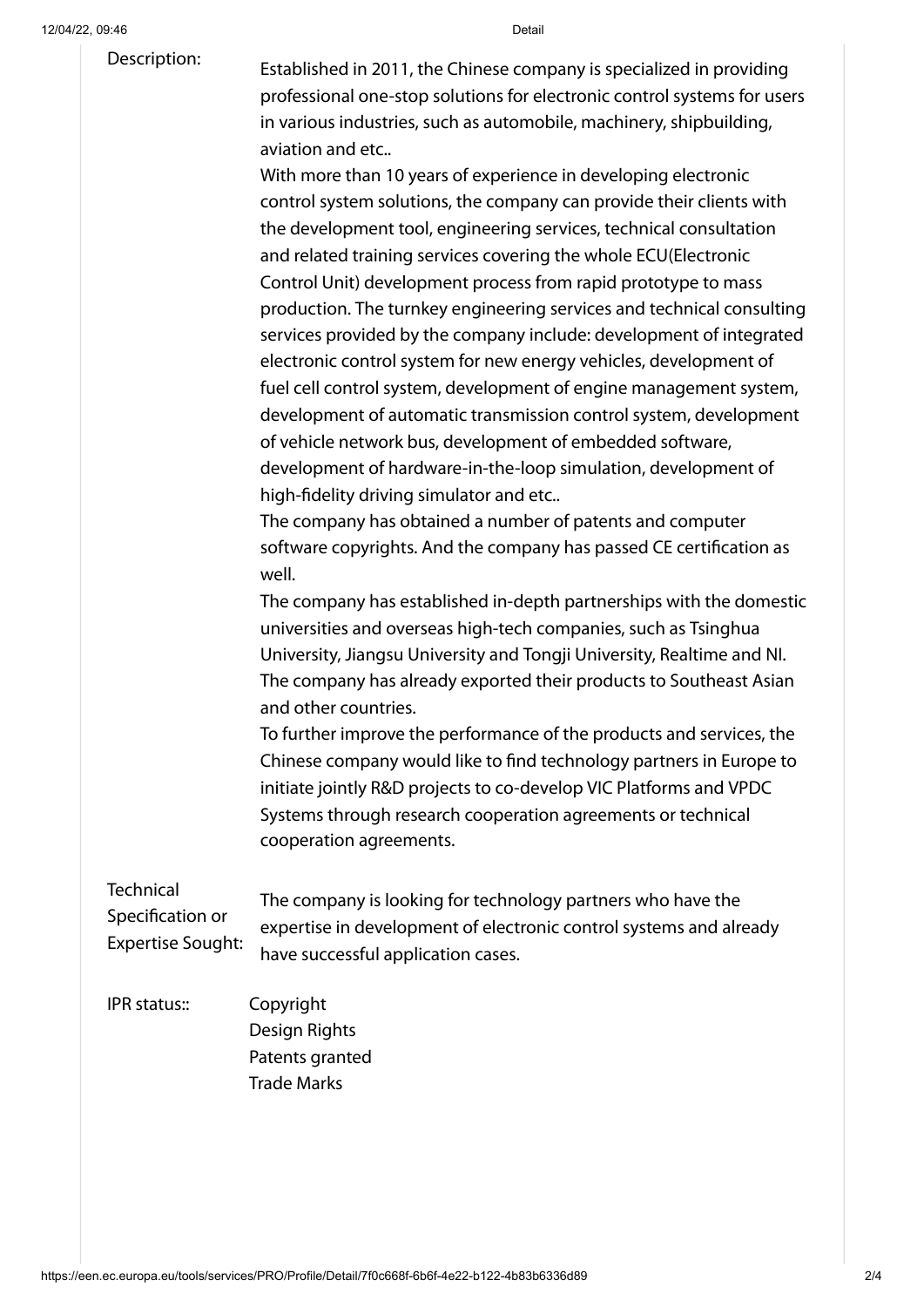**Description:**

Established in 2011, the Chinese company is specialized in providing professional one-stop solutions for electronic control systems for users in various industries, such as automobile, machinery, shipbuilding, aviation and etc..

With more than 10 years of experience in developing electronic control system solutions, the company can provide their clients with the development tool, engineering services, technical consultation and related training services covering the whole ECU(Electronic Control Unit) development process from rapid prototype to mass production. The turnkey engineering services and technical consulting services provided by the company include: development of integrated electronic control system for new energy vehicles, development of fuel cell control system, development of engine management system, development of automatic transmission control system, development of vehicle network bus, development of embedded software, development of hardware-in-the-loop simulation, development of high-fidelity driving simulator and etc..

The company has obtained a number of patents and computer software copyrights. And the company has passed CE certification as well.

The company has established in-depth partnerships with the domestic universities and overseas high-tech companies, such as Tsinghua University, Jiangsu University and Tongji University, Realtime and NI. The company has already exported their products to Southeast Asian and other countries.

To further improve the performance of the products and services, the Chinese company would like to find technology partners in Europe to initiate jointly R&D projects to co-develop VIC Platforms and VPDC Systems through research cooperation agreements or technical cooperation agreements.

**Technical Specification or Expertise Sought:**

The company is looking for technology partners who have the expertise in development of electronic control systems and already have successful application cases.

**IPR status::**

Copyright
Design Rights
Patents granted
Trade Marks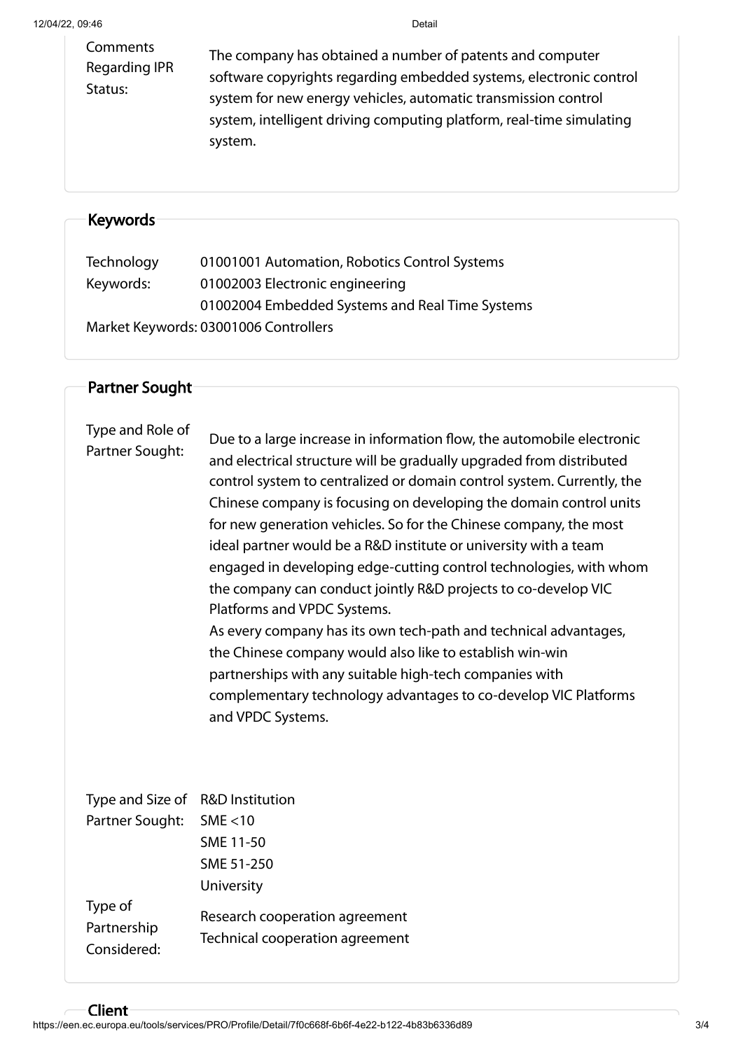| | |
|---|---|
| Comments Regarding IPR Status: | The company has obtained a number of patents and computer software copyrights regarding embedded systems, electronic control system for new energy vehicles, automatic transmission control system, intelligent driving computing platform, real-time simulating system. |

## Keywords

| | |
|---|---|
| Technology Keywords: | 01001001 Automation, Robotics Control Systems<br>01002003 Electronic engineering<br>01002004 Embedded Systems and Real Time Systems |
| Market Keywords: | 03001006 Controllers |

## Partner Sought

**Type and Role of Partner Sought:**

Due to a large increase in information flow, the automobile electronic and electrical structure will be gradually upgraded from distributed control system to centralized or domain control system. Currently, the Chinese company is focusing on developing the domain control units for new generation vehicles. So for the Chinese company, the most ideal partner would be a R&D institute or university with a team engaged in developing edge-cutting control technologies, with whom the company can conduct jointly R&D projects to co-develop VIC Platforms and VPDC Systems.

As every company has its own tech-path and technical advantages, the Chinese company would also like to establish win-win partnerships with any suitable high-tech companies with complementary technology advantages to co-develop VIC Platforms and VPDC Systems.

| | |
|---|---|
| Type and Size of Partner Sought: | R&D Institution<br>SME <10<br>SME 11-50<br>SME 51-250<br>University |
| Type of Partnership Considered: | Research cooperation agreement<br>Technical cooperation agreement |

## Client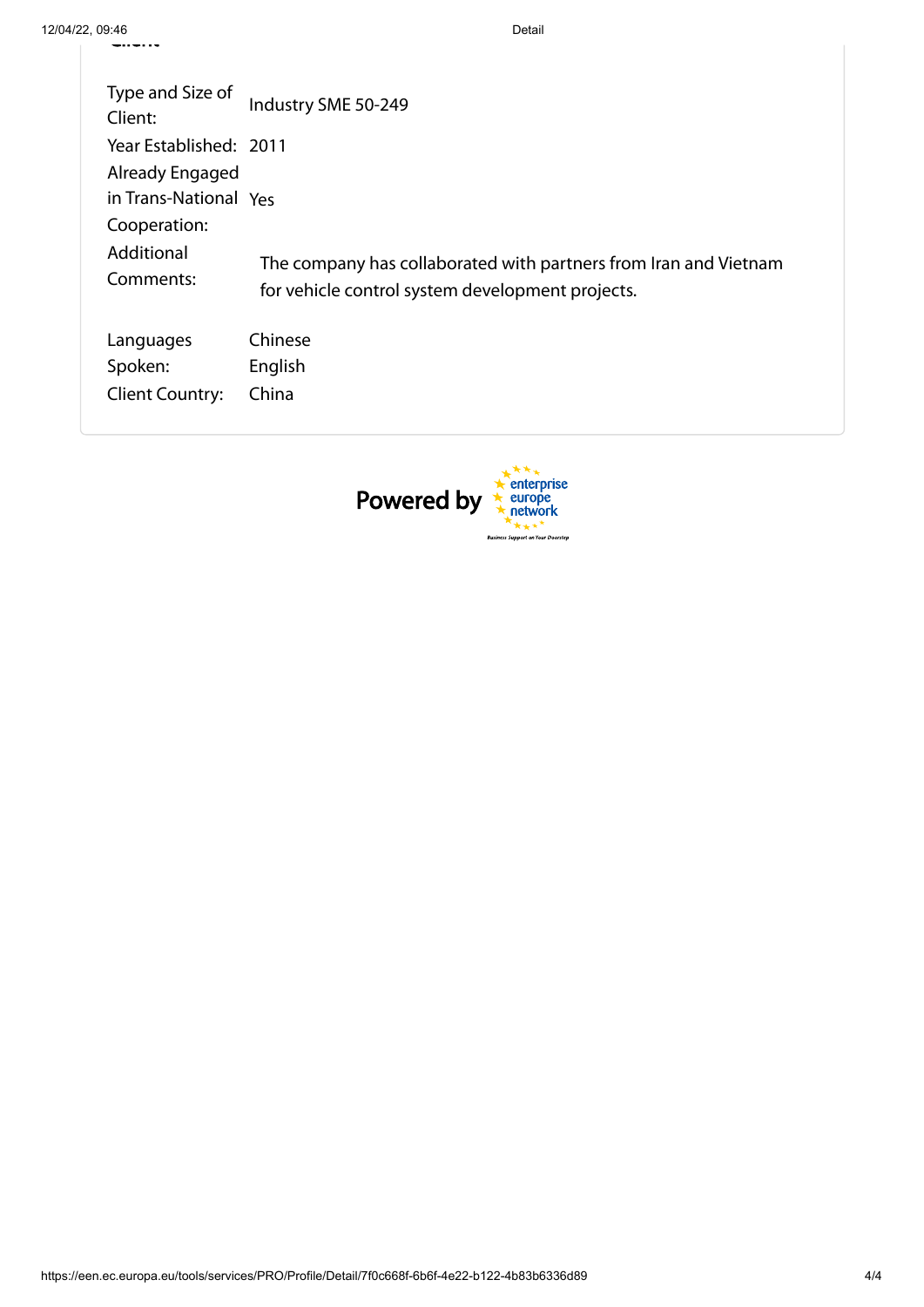| | |
|---|---|
| Type and Size of Client: | Industry SME 50-249 |
| Year Established: | 2011 |
| Already Engaged in Trans-National Cooperation: | Yes |
| Additional Comments: | The company has collaborated with partners from Iran and Vietnam for vehicle control system development projects. |
| Languages Spoken: | Chinese<br>English |
| Client Country: | China |

Powered by enterprise europe network

Business Support on Your Doorstep